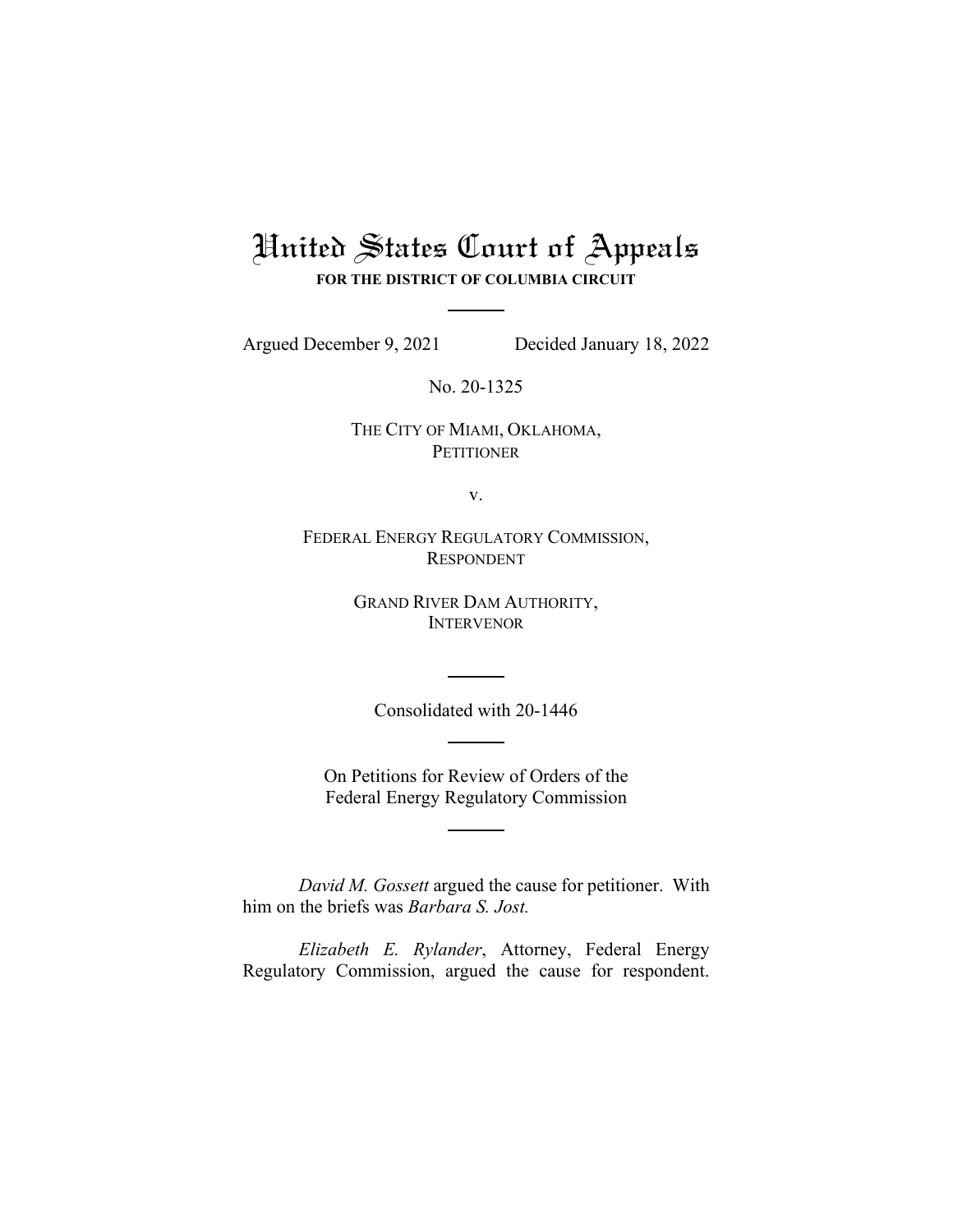# United States Court of Appeals

**FOR THE DISTRICT OF COLUMBIA CIRCUIT**

Argued December 9, 2021 Decided January 18, 2022

No. 20-1325

THE CITY OF MIAMI, OKLAHOMA,
PETITIONER

v.

FEDERAL ENERGY REGULATORY COMMISSION,
RESPONDENT

GRAND RIVER DAM AUTHORITY,
INTERVENOR

Consolidated with 20-1446

On Petitions for Review of Orders of the
Federal Energy Regulatory Commission

*David M. Gossett* argued the cause for petitioner. With him on the briefs was *Barbara S. Jost.*

*Elizabeth E. Rylander*, Attorney, Federal Energy Regulatory Commission, argued the cause for respondent.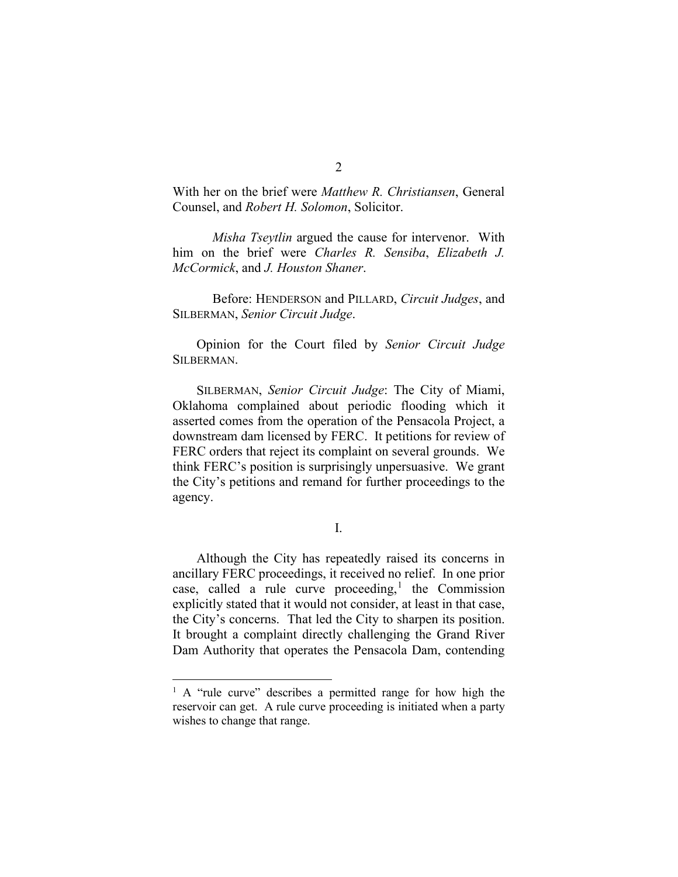With her on the brief were *Matthew R. Christiansen*, General Counsel, and *Robert H. Solomon*, Solicitor.

*Misha Tseytlin* argued the cause for intervenor. With him on the brief were *Charles R. Sensiba*, *Elizabeth J. McCormick*, and *J. Houston Shaner*.

Before: HENDERSON and PILLARD, *Circuit Judges*, and SILBERMAN, *Senior Circuit Judge*.

Opinion for the Court filed by *Senior Circuit Judge* SILBERMAN.

SILBERMAN, *Senior Circuit Judge*: The City of Miami, Oklahoma complained about periodic flooding which it asserted comes from the operation of the Pensacola Project, a downstream dam licensed by FERC. It petitions for review of FERC orders that reject its complaint on several grounds. We think FERC's position is surprisingly unpersuasive. We grant the City's petitions and remand for further proceedings to the agency.

I.

Although the City has repeatedly raised its concerns in ancillary FERC proceedings, it received no relief. In one prior case, called a rule curve proceeding,[1] the Commission explicitly stated that it would not consider, at least in that case, the City's concerns. That led the City to sharpen its position. It brought a complaint directly challenging the Grand River Dam Authority that operates the Pensacola Dam, contending

[1] A "rule curve" describes a permitted range for how high the reservoir can get. A rule curve proceeding is initiated when a party wishes to change that range.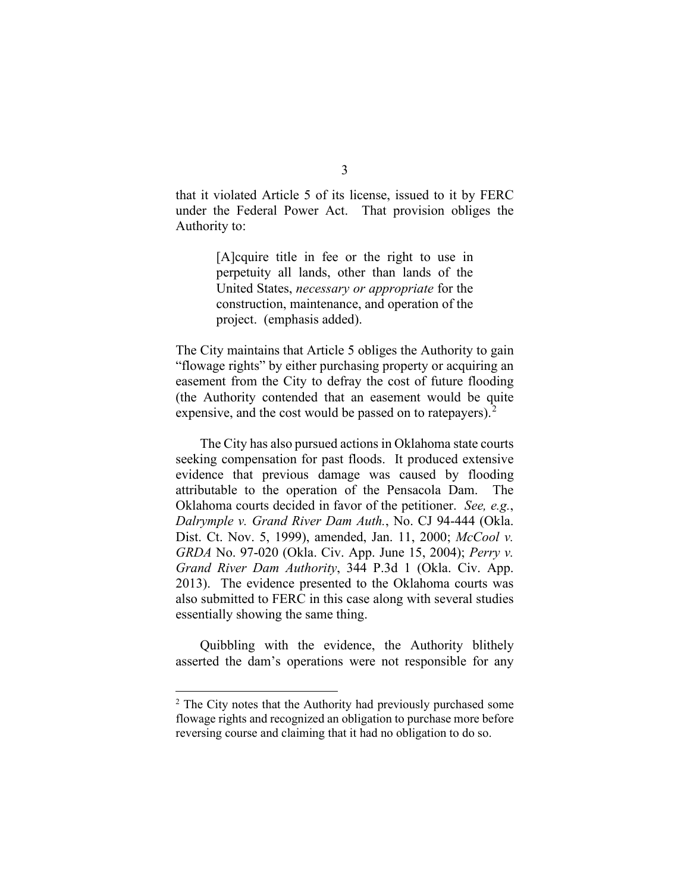that it violated Article 5 of its license, issued to it by FERC under the Federal Power Act. That provision obliges the Authority to:

> [A]cquire title in fee or the right to use in perpetuity all lands, other than lands of the United States, *necessary or appropriate* for the construction, maintenance, and operation of the project. (emphasis added).

The City maintains that Article 5 obliges the Authority to gain "flowage rights" by either purchasing property or acquiring an easement from the City to defray the cost of future flooding (the Authority contended that an easement would be quite expensive, and the cost would be passed on to ratepayers).[2]

The City has also pursued actions in Oklahoma state courts seeking compensation for past floods. It produced extensive evidence that previous damage was caused by flooding attributable to the operation of the Pensacola Dam. The Oklahoma courts decided in favor of the petitioner. *See, e.g.*, *Dalrymple v. Grand River Dam Auth.*, No. CJ 94-444 (Okla. Dist. Ct. Nov. 5, 1999), amended, Jan. 11, 2000; *McCool v. GRDA* No. 97-020 (Okla. Civ. App. June 15, 2004); *Perry v. Grand River Dam Authority*, 344 P.3d 1 (Okla. Civ. App. 2013). The evidence presented to the Oklahoma courts was also submitted to FERC in this case along with several studies essentially showing the same thing.

Quibbling with the evidence, the Authority blithely asserted the dam's operations were not responsible for any

[2] The City notes that the Authority had previously purchased some flowage rights and recognized an obligation to purchase more before reversing course and claiming that it had no obligation to do so.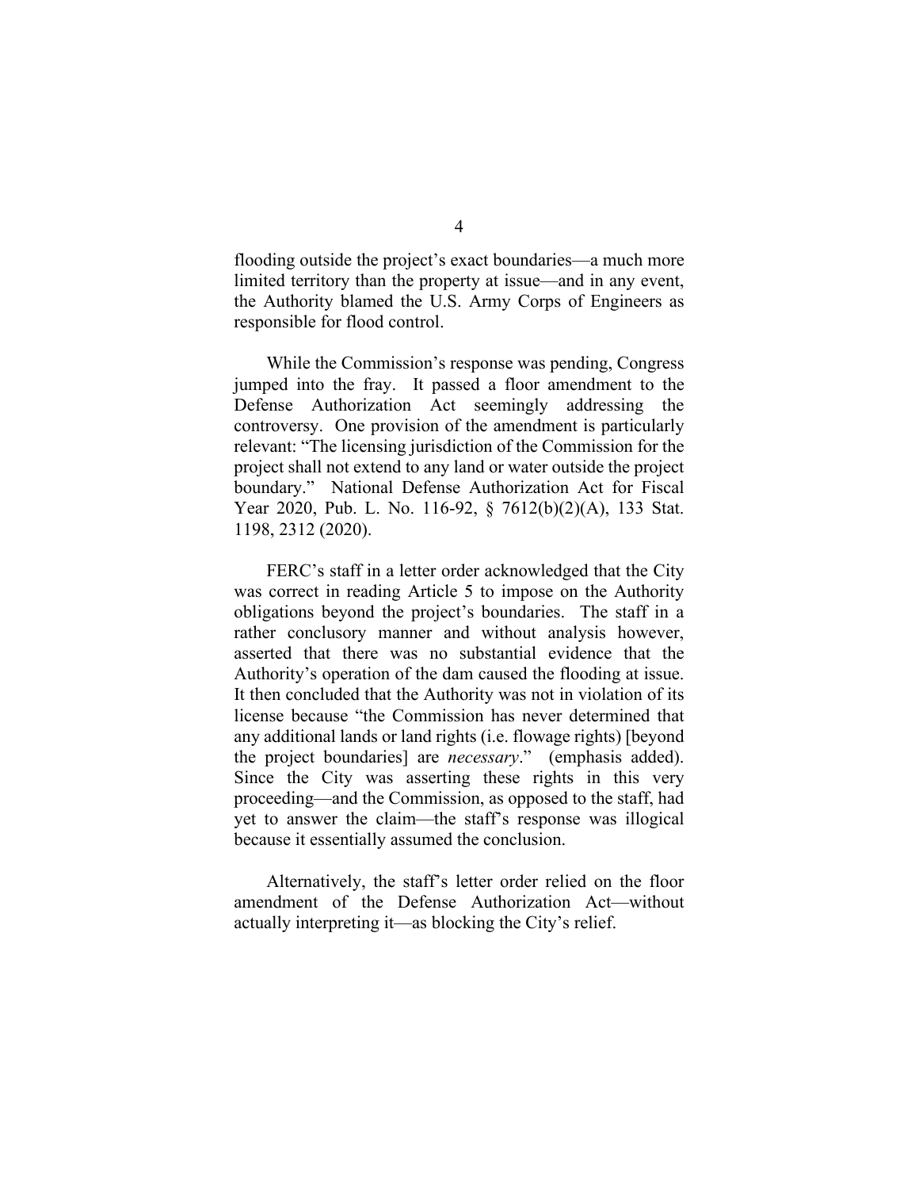flooding outside the project's exact boundaries—a much more limited territory than the property at issue—and in any event, the Authority blamed the U.S. Army Corps of Engineers as responsible for flood control.

While the Commission's response was pending, Congress jumped into the fray. It passed a floor amendment to the Defense Authorization Act seemingly addressing the controversy. One provision of the amendment is particularly relevant: "The licensing jurisdiction of the Commission for the project shall not extend to any land or water outside the project boundary." National Defense Authorization Act for Fiscal Year 2020, Pub. L. No. 116-92, § 7612(b)(2)(A), 133 Stat. 1198, 2312 (2020).

FERC's staff in a letter order acknowledged that the City was correct in reading Article 5 to impose on the Authority obligations beyond the project's boundaries. The staff in a rather conclusory manner and without analysis however, asserted that there was no substantial evidence that the Authority's operation of the dam caused the flooding at issue. It then concluded that the Authority was not in violation of its license because "the Commission has never determined that any additional lands or land rights (i.e. flowage rights) [beyond the project boundaries] are *necessary*." (emphasis added). Since the City was asserting these rights in this very proceeding—and the Commission, as opposed to the staff, had yet to answer the claim—the staff's response was illogical because it essentially assumed the conclusion.

Alternatively, the staff's letter order relied on the floor amendment of the Defense Authorization Act—without actually interpreting it—as blocking the City's relief.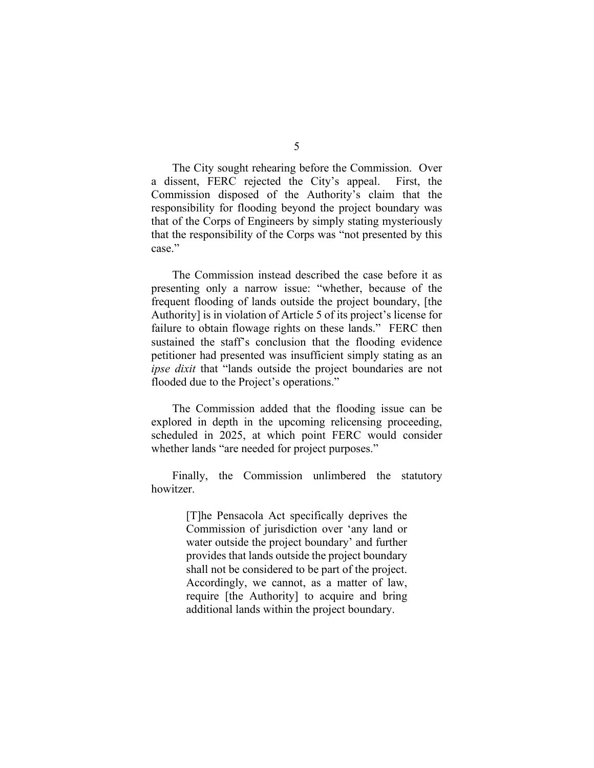The City sought rehearing before the Commission. Over a dissent, FERC rejected the City's appeal. First, the Commission disposed of the Authority's claim that the responsibility for flooding beyond the project boundary was that of the Corps of Engineers by simply stating mysteriously that the responsibility of the Corps was "not presented by this case."

The Commission instead described the case before it as presenting only a narrow issue: "whether, because of the frequent flooding of lands outside the project boundary, [the Authority] is in violation of Article 5 of its project's license for failure to obtain flowage rights on these lands." FERC then sustained the staff's conclusion that the flooding evidence petitioner had presented was insufficient simply stating as an *ipse dixit* that "lands outside the project boundaries are not flooded due to the Project's operations."

The Commission added that the flooding issue can be explored in depth in the upcoming relicensing proceeding, scheduled in 2025, at which point FERC would consider whether lands "are needed for project purposes."

Finally, the Commission unlimbered the statutory howitzer.

> [T]he Pensacola Act specifically deprives the Commission of jurisdiction over 'any land or water outside the project boundary' and further provides that lands outside the project boundary shall not be considered to be part of the project. Accordingly, we cannot, as a matter of law, require [the Authority] to acquire and bring additional lands within the project boundary.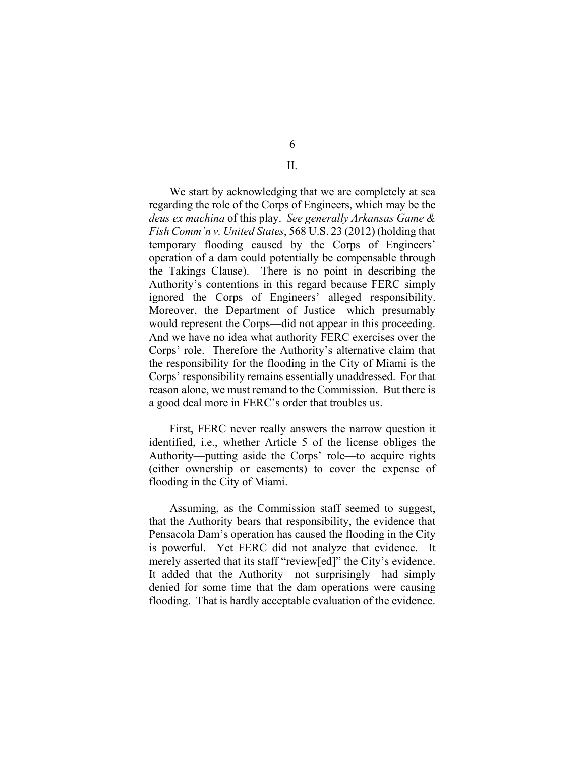## II.

We start by acknowledging that we are completely at sea regarding the role of the Corps of Engineers, which may be the *deus ex machina* of this play. *See generally Arkansas Game & Fish Comm'n v. United States*, 568 U.S. 23 (2012) (holding that temporary flooding caused by the Corps of Engineers' operation of a dam could potentially be compensable through the Takings Clause). There is no point in describing the Authority's contentions in this regard because FERC simply ignored the Corps of Engineers' alleged responsibility. Moreover, the Department of Justice—which presumably would represent the Corps—did not appear in this proceeding. And we have no idea what authority FERC exercises over the Corps' role. Therefore the Authority's alternative claim that the responsibility for the flooding in the City of Miami is the Corps' responsibility remains essentially unaddressed. For that reason alone, we must remand to the Commission. But there is a good deal more in FERC's order that troubles us.

First, FERC never really answers the narrow question it identified, i.e., whether Article 5 of the license obliges the Authority—putting aside the Corps' role—to acquire rights (either ownership or easements) to cover the expense of flooding in the City of Miami.

Assuming, as the Commission staff seemed to suggest, that the Authority bears that responsibility, the evidence that Pensacola Dam's operation has caused the flooding in the City is powerful. Yet FERC did not analyze that evidence. It merely asserted that its staff "review[ed]" the City's evidence. It added that the Authority—not surprisingly—had simply denied for some time that the dam operations were causing flooding. That is hardly acceptable evaluation of the evidence.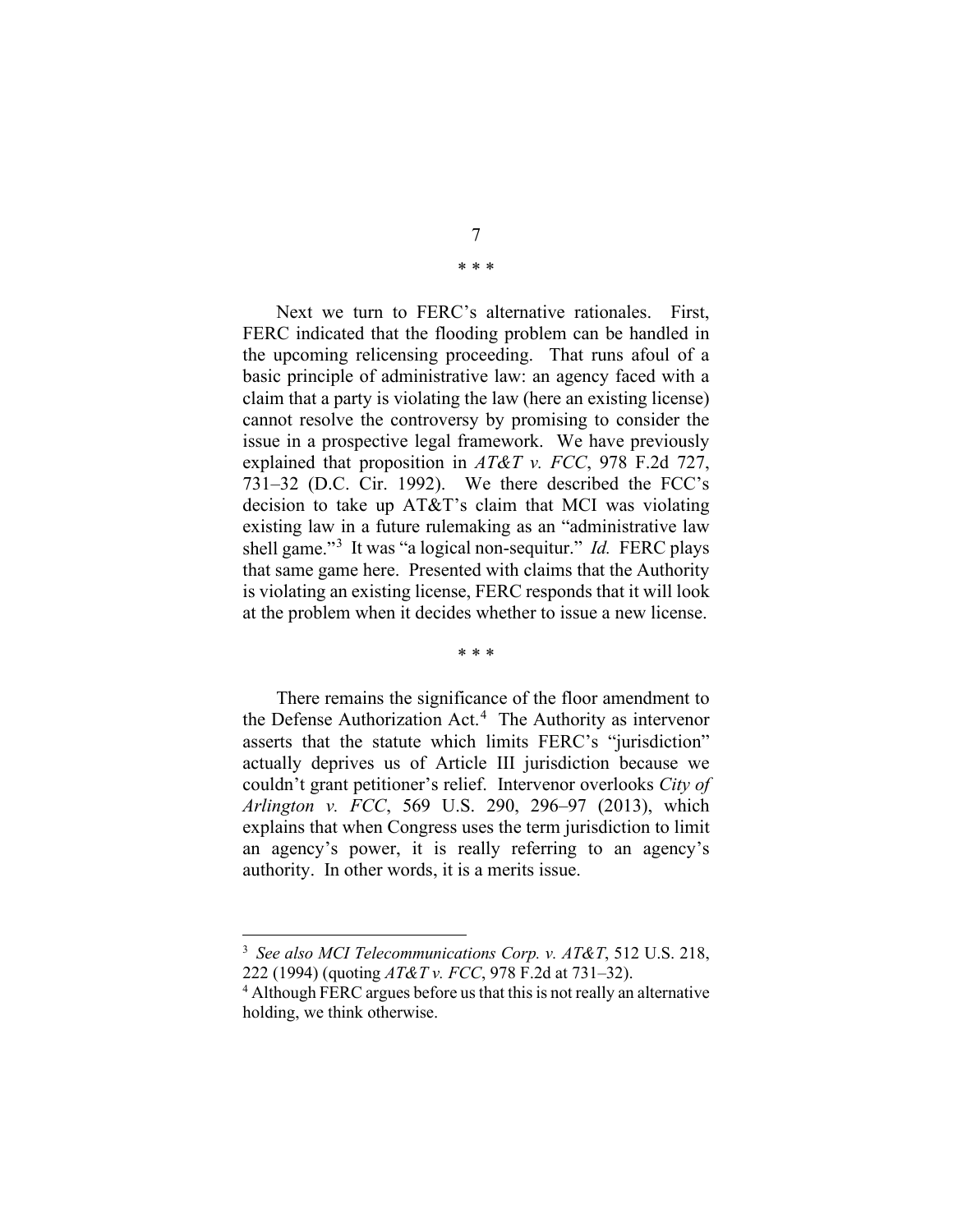\* \* \*

Next we turn to FERC's alternative rationales. First, FERC indicated that the flooding problem can be handled in the upcoming relicensing proceeding. That runs afoul of a basic principle of administrative law: an agency faced with a claim that a party is violating the law (here an existing license) cannot resolve the controversy by promising to consider the issue in a prospective legal framework. We have previously explained that proposition in *AT&T v. FCC*, 978 F.2d 727, 731–32 (D.C. Cir. 1992). We there described the FCC's decision to take up AT&T's claim that MCI was violating existing law in a future rulemaking as an "administrative law shell game."[3] It was "a logical non-sequitur." *Id.* FERC plays that same game here. Presented with claims that the Authority is violating an existing license, FERC responds that it will look at the problem when it decides whether to issue a new license.

\* \* \*

There remains the significance of the floor amendment to the Defense Authorization Act.[4] The Authority as intervenor asserts that the statute which limits FERC's "jurisdiction" actually deprives us of Article III jurisdiction because we couldn't grant petitioner's relief. Intervenor overlooks *City of Arlington v. FCC*, 569 U.S. 290, 296–97 (2013), which explains that when Congress uses the term jurisdiction to limit an agency's power, it is really referring to an agency's authority. In other words, it is a merits issue.

---

[3] *See also MCI Telecommunications Corp. v. AT&T*, 512 U.S. 218, 222 (1994) (quoting *AT&T v. FCC*, 978 F.2d at 731–32).

[4] Although FERC argues before us that this is not really an alternative holding, we think otherwise.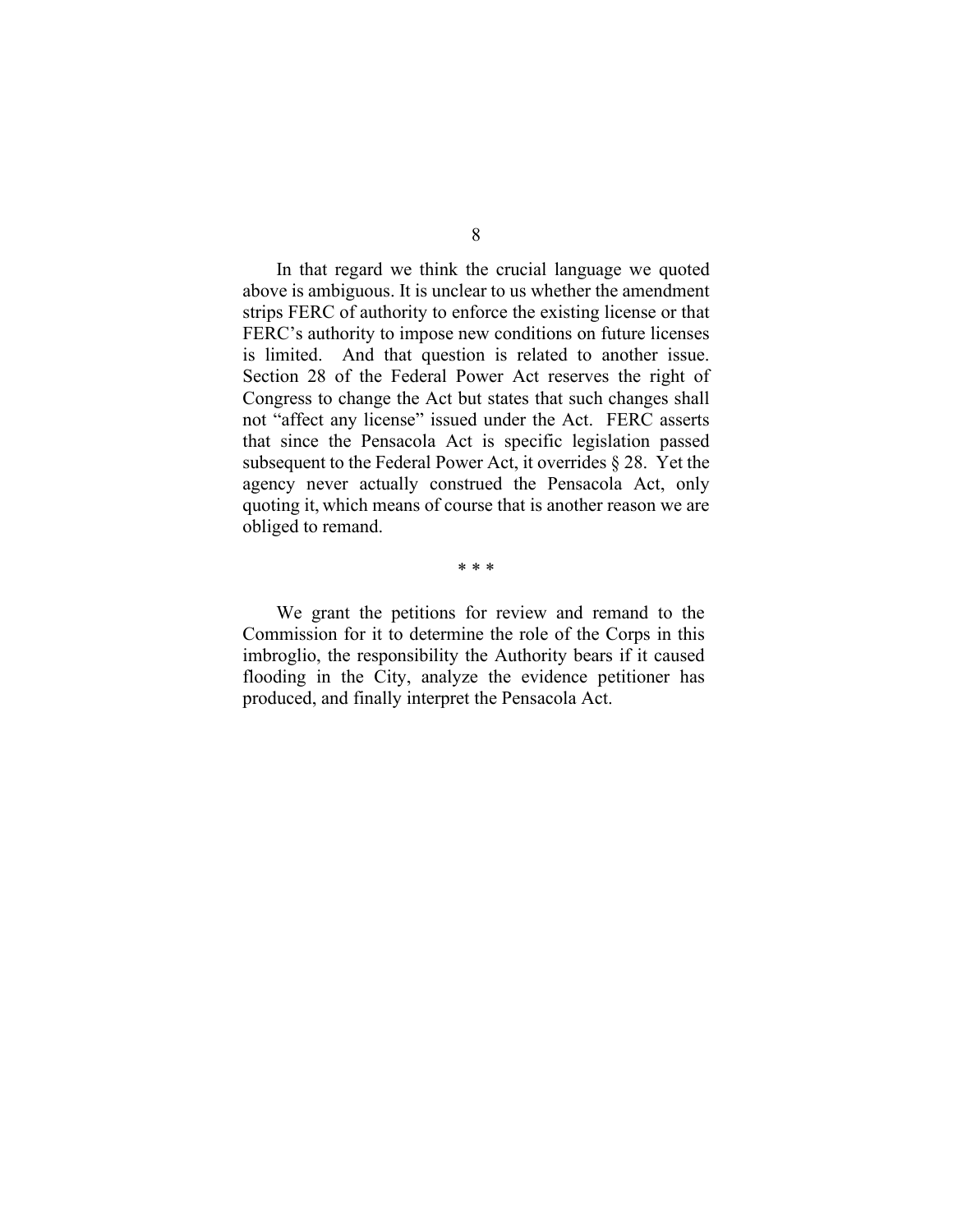In that regard we think the crucial language we quoted above is ambiguous. It is unclear to us whether the amendment strips FERC of authority to enforce the existing license or that FERC's authority to impose new conditions on future licenses is limited. And that question is related to another issue. Section 28 of the Federal Power Act reserves the right of Congress to change the Act but states that such changes shall not "affect any license" issued under the Act. FERC asserts that since the Pensacola Act is specific legislation passed subsequent to the Federal Power Act, it overrides § 28. Yet the agency never actually construed the Pensacola Act, only quoting it, which means of course that is another reason we are obliged to remand.

* * *

We grant the petitions for review and remand to the Commission for it to determine the role of the Corps in this imbroglio, the responsibility the Authority bears if it caused flooding in the City, analyze the evidence petitioner has produced, and finally interpret the Pensacola Act.